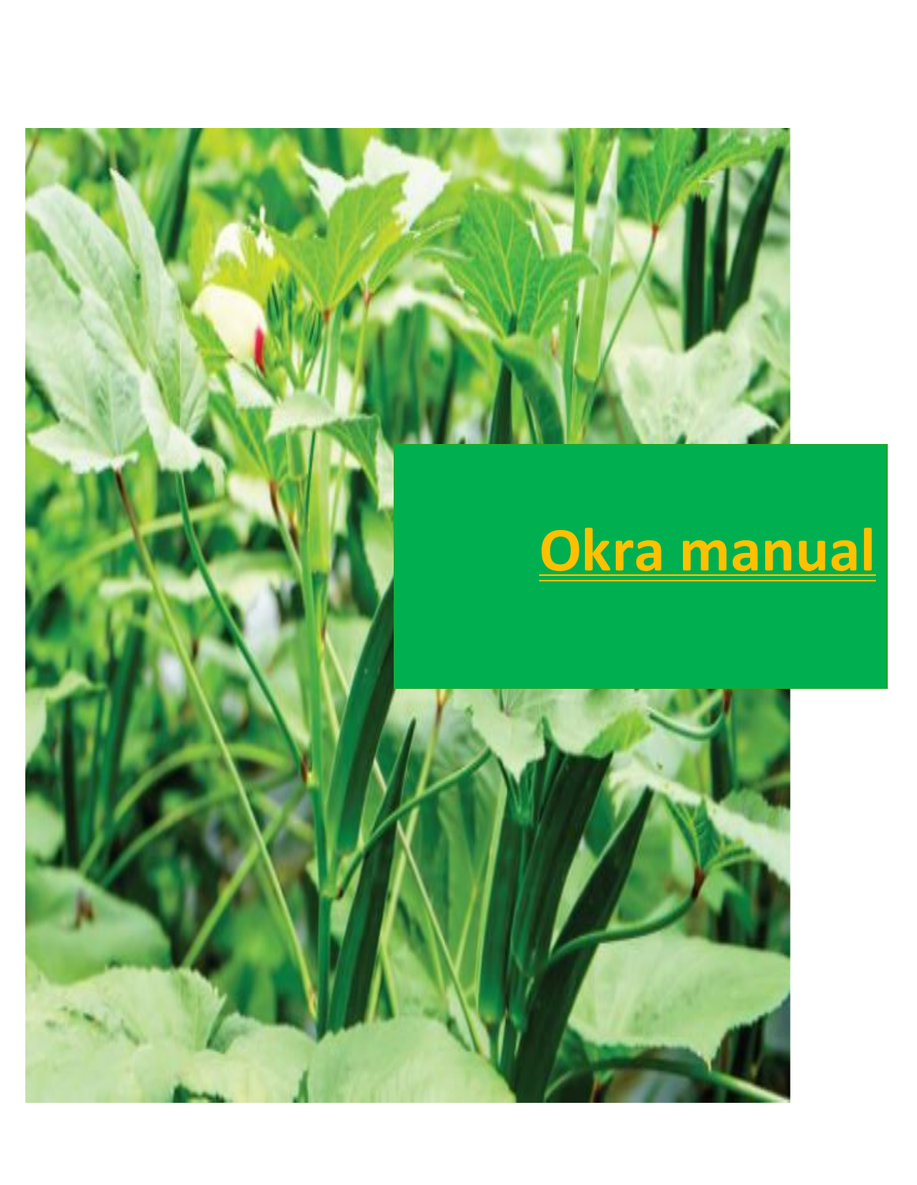# Okra manual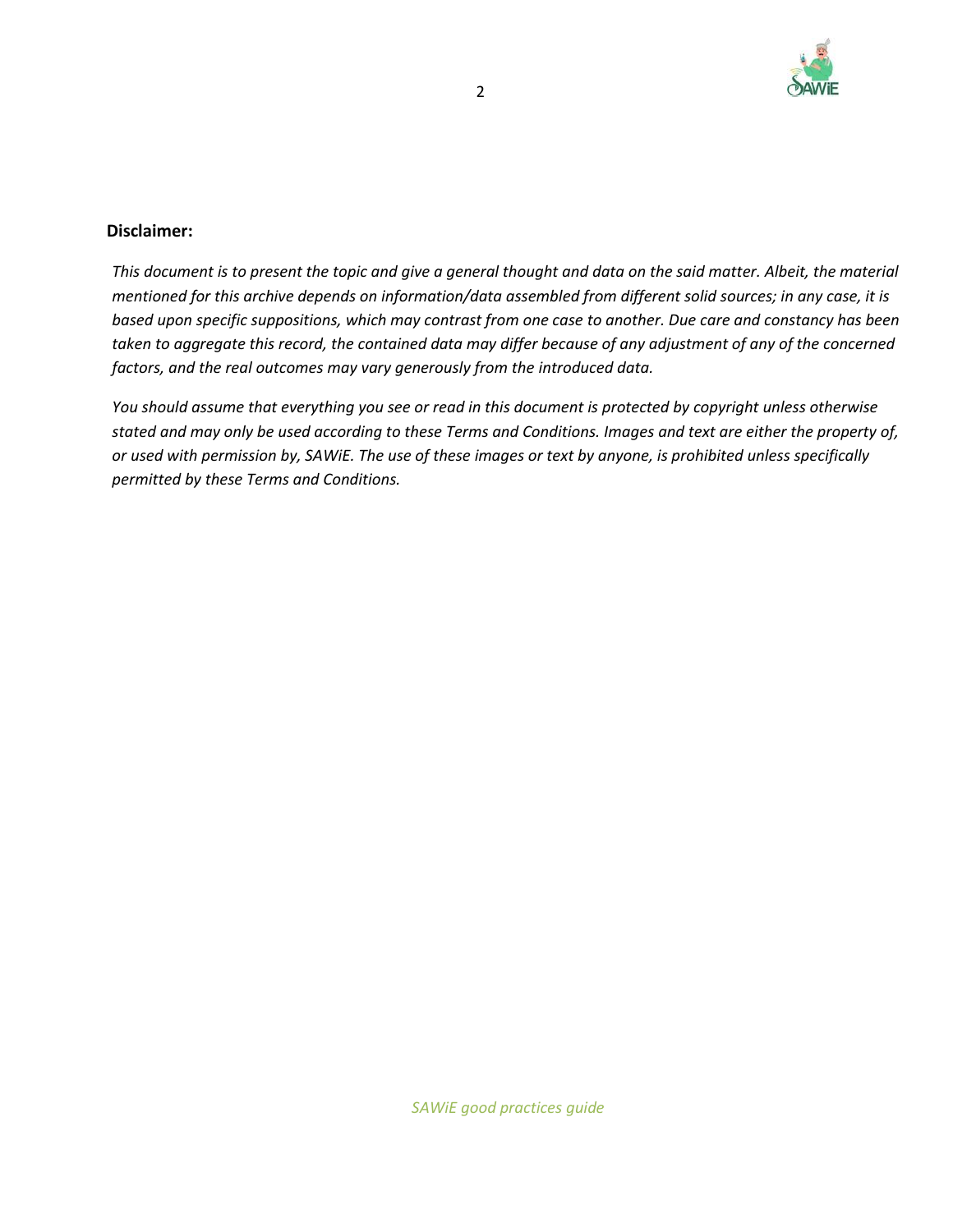**Disclaimer:**

*This document is to present the topic and give a general thought and data on the said matter. Albeit, the material mentioned for this archive depends on information/data assembled from different solid sources; in any case, it is based upon specific suppositions, which may contrast from one case to another. Due care and constancy has been taken to aggregate this record, the contained data may differ because of any adjustment of any of the concerned factors, and the real outcomes may vary generously from the introduced data.*

*You should assume that everything you see or read in this document is protected by copyright unless otherwise stated and may only be used according to these Terms and Conditions. Images and text are either the property of, or used with permission by, SAWiE. The use of these images or text by anyone, is prohibited unless specifically permitted by these Terms and Conditions.*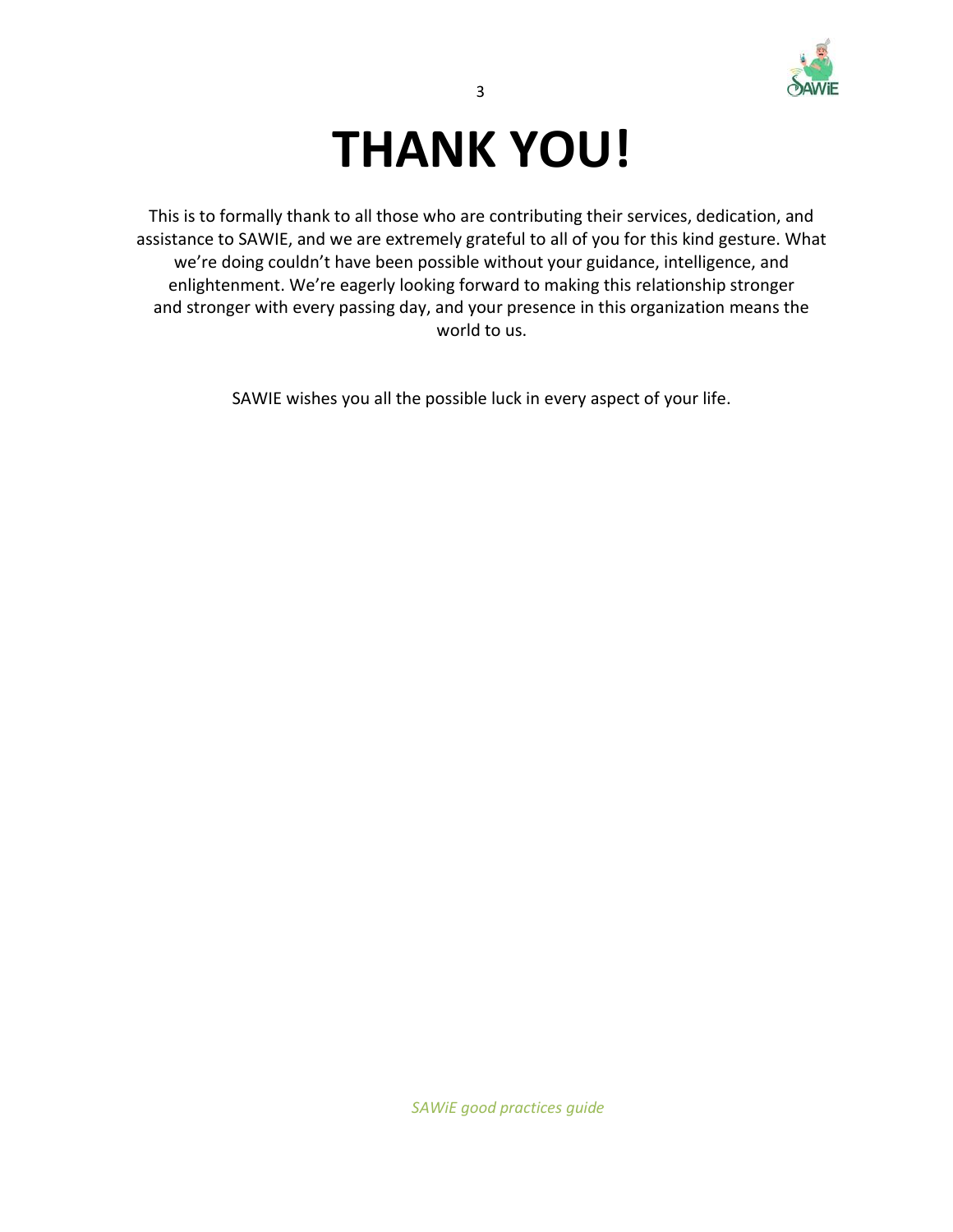# THANK YOU!

This is to formally thank to all those who are contributing their services, dedication, and assistance to SAWIE, and we are extremely grateful to all of you for this kind gesture. What we're doing couldn't have been possible without your guidance, intelligence, and enlightenment. We're eagerly looking forward to making this relationship stronger and stronger with every passing day, and your presence in this organization means the world to us.

SAWIE wishes you all the possible luck in every aspect of your life.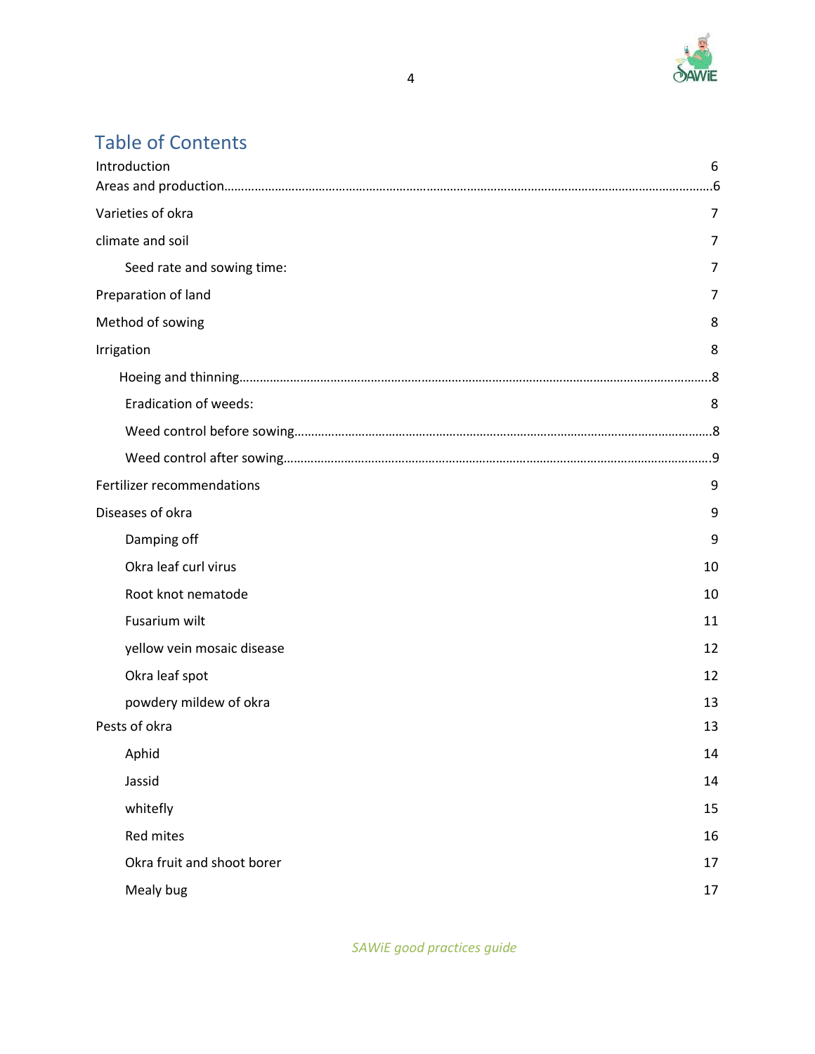## Table of Contents

Introduction 6
Areas and production……………………………………………………………………………………………………………6
Varieties of okra 7
climate and soil 7
  Seed rate and sowing time: 7
Preparation of land 7
Method of sowing 8
Irrigation 8
  Hoeing and thinning…………………………………………………………………………………………………………8
  Eradication of weeds: 8
  Weed control before sowing………………………………………………………………………………………………8
  Weed control after sowing…………………………………………………………………………………………………9
Fertilizer recommendations 9
Diseases of okra 9
  Damping off 9
  Okra leaf curl virus 10
  Root knot nematode 10
  Fusarium wilt 11
  yellow vein mosaic disease 12
  Okra leaf spot 12
  powdery mildew of okra 13
Pests of okra 13
  Aphid 14
  Jassid 14
  whitefly 15
  Red mites 16
  Okra fruit and shoot borer 17
  Mealy bug 17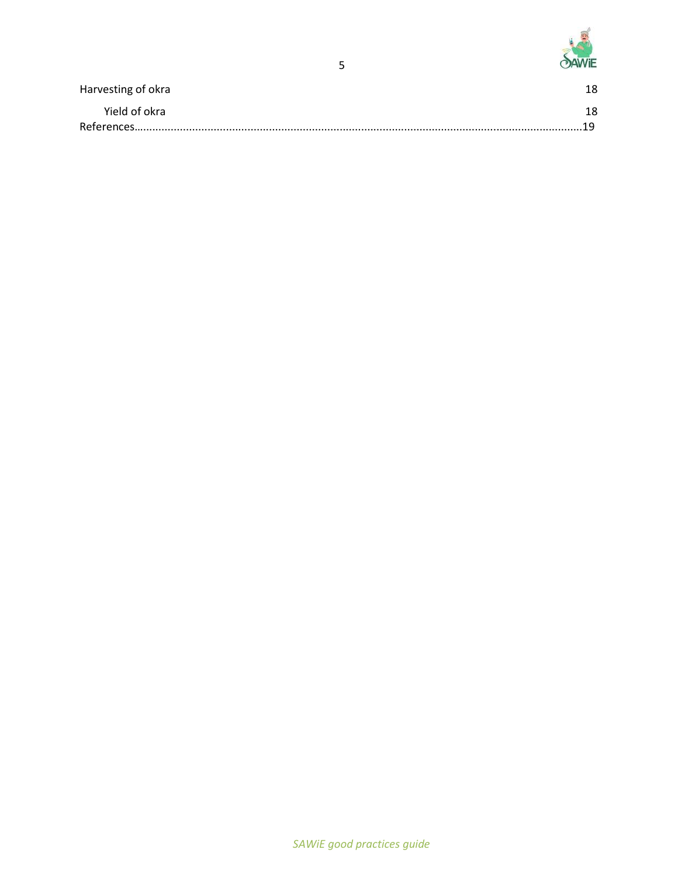Harvesting of okra 18

Yield of okra 18

References……………………………………………………………………………………………………………………………………19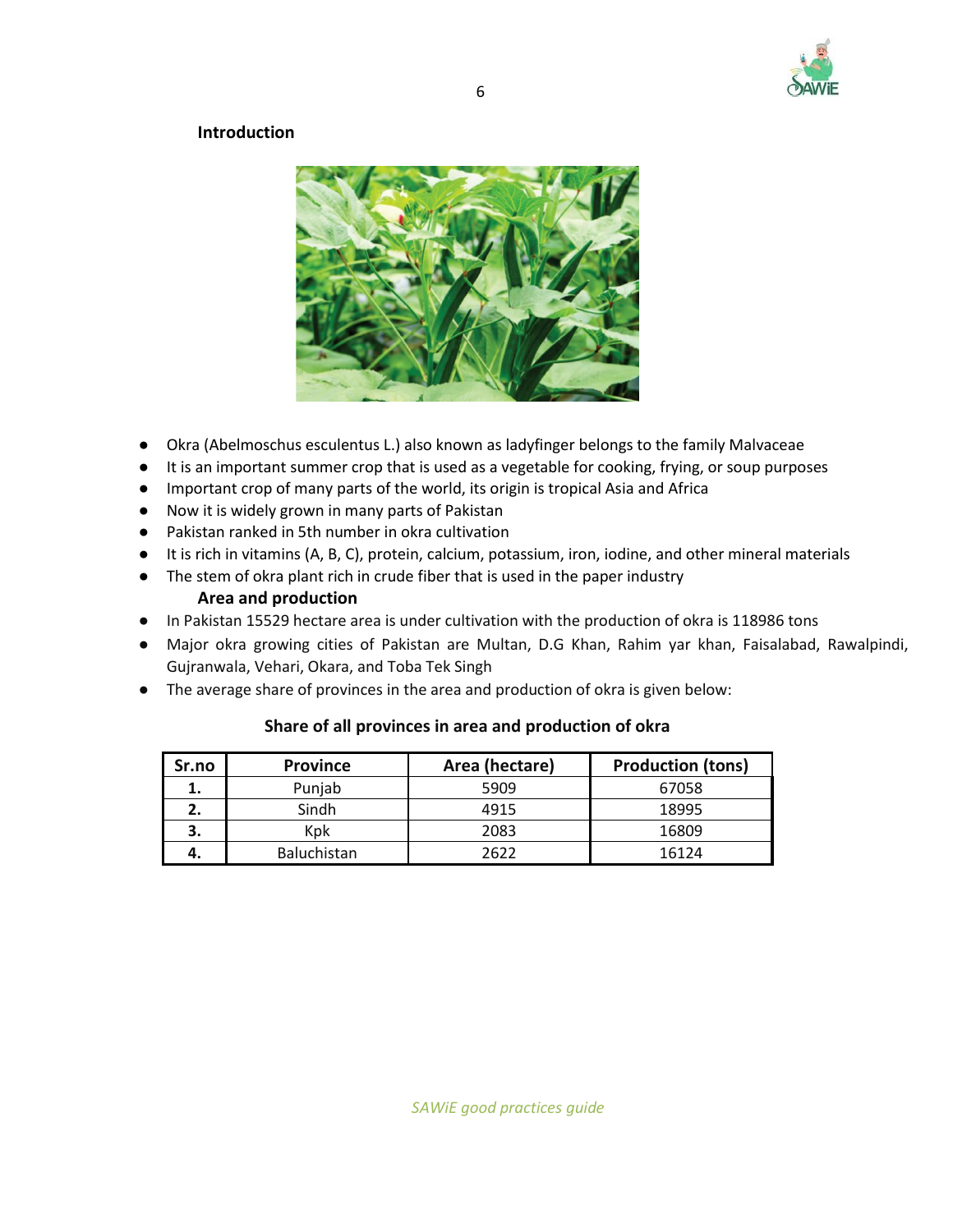## Introduction

- Okra (Abelmoschus esculentus L.) also known as ladyfinger belongs to the family Malvaceae
- It is an important summer crop that is used as a vegetable for cooking, frying, or soup purposes
- Important crop of many parts of the world, its origin is tropical Asia and Africa
- Now it is widely grown in many parts of Pakistan
- Pakistan ranked in 5th number in okra cultivation
- It is rich in vitamins (A, B, C), protein, calcium, potassium, iron, iodine, and other mineral materials
- The stem of okra plant rich in crude fiber that is used in the paper industry

## Area and production

- In Pakistan 15529 hectare area is under cultivation with the production of okra is 118986 tons
- Major okra growing cities of Pakistan are Multan, D.G Khan, Rahim yar khan, Faisalabad, Rawalpindi, Gujranwala, Vehari, Okara, and Toba Tek Singh
- The average share of provinces in the area and production of okra is given below:

**Share of all provinces in area and production of okra**

| Sr.no | Province | Area (hectare) | Production (tons) |
|---|---|---|---|
| **1.** | Punjab | 5909 | 67058 |
| **2.** | Sindh | 4915 | 18995 |
| **3.** | Kpk | 2083 | 16809 |
| **4.** | Baluchistan | 2622 | 16124 |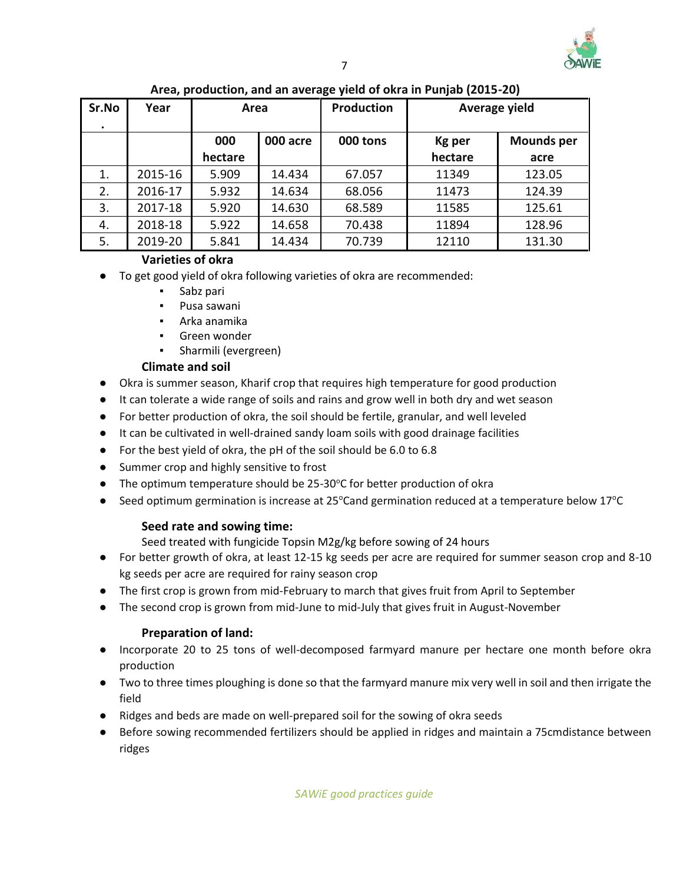**Area, production, and an average yield of okra in Punjab (2015-20)**

| Sr.No. | Year | Area | | Production | Average yield | |
|---|---|---|---|---|---|---|
| | | 000 hectare | 000 acre | 000 tons | Kg per hectare | Mounds per acre |
| 1. | 2015-16 | 5.909 | 14.434 | 67.057 | 11349 | 123.05 |
| 2. | 2016-17 | 5.932 | 14.634 | 68.056 | 11473 | 124.39 |
| 3. | 2017-18 | 5.920 | 14.630 | 68.589 | 11585 | 125.61 |
| 4. | 2018-18 | 5.922 | 14.658 | 70.438 | 11894 | 128.96 |
| 5. | 2019-20 | 5.841 | 14.434 | 70.739 | 12110 | 131.30 |

### Varieties of okra

- To get good yield of okra following varieties of okra are recommended:
    - Sabz pari
    - Pusa sawani
    - Arka anamika
    - Green wonder
    - Sharmili (evergreen)

### Climate and soil

- Okra is summer season, Kharif crop that requires high temperature for good production
- It can tolerate a wide range of soils and rains and grow well in both dry and wet season
- For better production of okra, the soil should be fertile, granular, and well leveled
- It can be cultivated in well-drained sandy loam soils with good drainage facilities
- For the best yield of okra, the pH of the soil should be 6.0 to 6.8
- Summer crop and highly sensitive to frost
- The optimum temperature should be 25-30$^{o}$C for better production of okra
- Seed optimum germination is increase at 25$^{o}$Cand germination reduced at a temperature below 17$^{o}$C

### Seed rate and sowing time:

Seed treated with fungicide Topsin M2g/kg before sowing of 24 hours

- For better growth of okra, at least 12-15 kg seeds per acre are required for summer season crop and 8-10 kg seeds per acre are required for rainy season crop
- The first crop is grown from mid-February to march that gives fruit from April to September
- The second crop is grown from mid-June to mid-July that gives fruit in August-November

### Preparation of land:

- Incorporate 20 to 25 tons of well-decomposed farmyard manure per hectare one month before okra production
- Two to three times ploughing is done so that the farmyard manure mix very well in soil and then irrigate the field
- Ridges and beds are made on well-prepared soil for the sowing of okra seeds
- Before sowing recommended fertilizers should be applied in ridges and maintain a 75cmdistance between ridges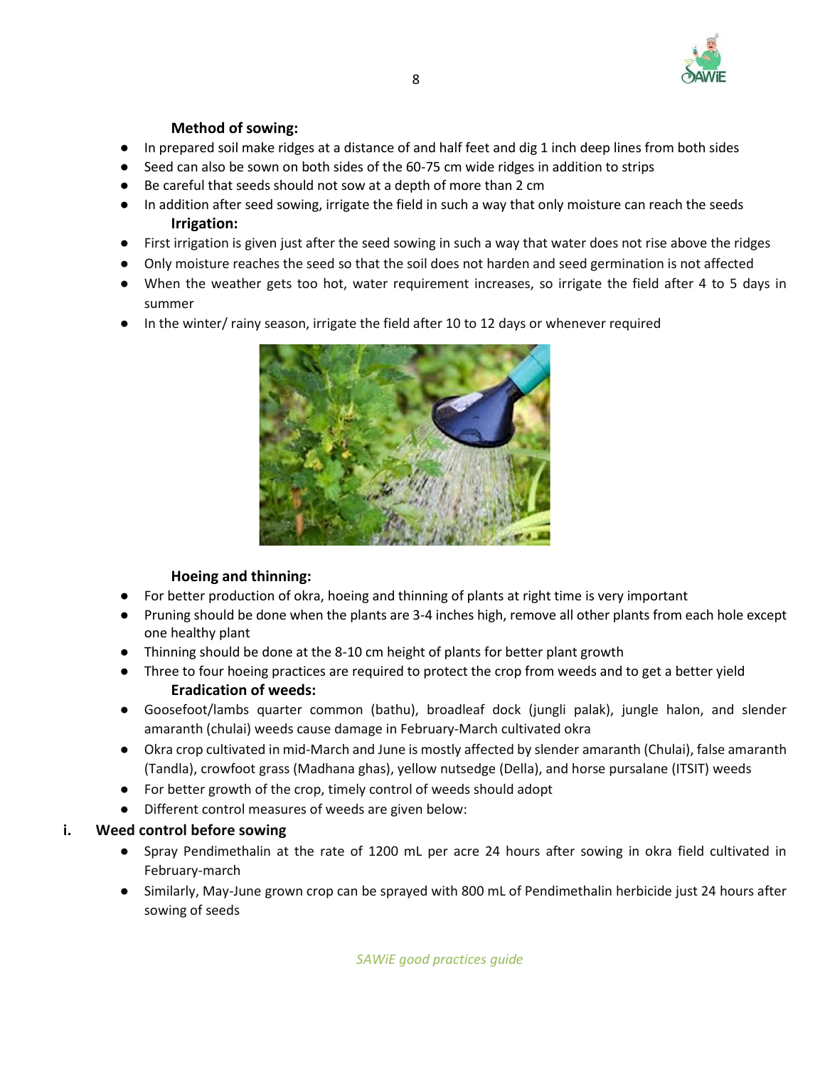**Method of sowing:**

- In prepared soil make ridges at a distance of and half feet and dig 1 inch deep lines from both sides
- Seed can also be sown on both sides of the 60-75 cm wide ridges in addition to strips
- Be careful that seeds should not sow at a depth of more than 2 cm
- In addition after seed sowing, irrigate the field in such a way that only moisture can reach the seeds

**Irrigation:**

- First irrigation is given just after the seed sowing in such a way that water does not rise above the ridges
- Only moisture reaches the seed so that the soil does not harden and seed germination is not affected
- When the weather gets too hot, water requirement increases, so irrigate the field after 4 to 5 days in summer
- In the winter/ rainy season, irrigate the field after 10 to 12 days or whenever required

**Hoeing and thinning:**

- For better production of okra, hoeing and thinning of plants at right time is very important
- Pruning should be done when the plants are 3-4 inches high, remove all other plants from each hole except one healthy plant
- Thinning should be done at the 8-10 cm height of plants for better plant growth
- Three to four hoeing practices are required to protect the crop from weeds and to get a better yield

**Eradication of weeds:**

- Goosefoot/lambs quarter common (bathu), broadleaf dock (jungli palak), jungle halon, and slender amaranth (chulai) weeds cause damage in February-March cultivated okra
- Okra crop cultivated in mid-March and June is mostly affected by slender amaranth (Chulai), false amaranth (Tandla), crowfoot grass (Madhana ghas), yellow nutsedge (Della), and horse pursalane (ITSIT) weeds
- For better growth of the crop, timely control of weeds should adopt
- Different control measures of weeds are given below:

**i. Weed control before sowing**

- Spray Pendimethalin at the rate of 1200 mL per acre 24 hours after sowing in okra field cultivated in February-march
- Similarly, May-June grown crop can be sprayed with 800 mL of Pendimethalin herbicide just 24 hours after sowing of seeds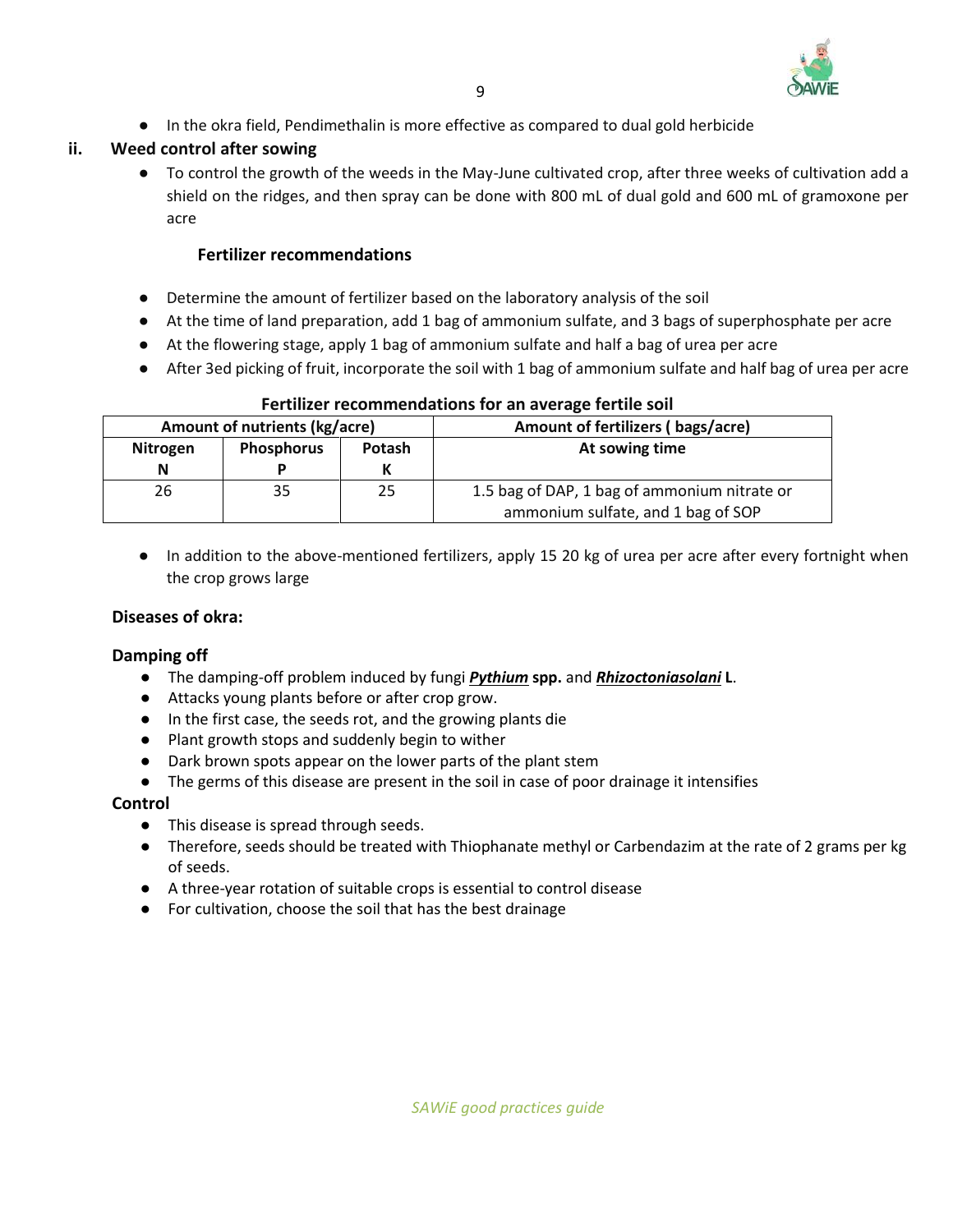- In the okra field, Pendimethalin is more effective as compared to dual gold herbicide

### ii. Weed control after sowing

- To control the growth of the weeds in the May-June cultivated crop, after three weeks of cultivation add a shield on the ridges, and then spray can be done with 800 mL of dual gold and 600 mL of gramoxone per acre

### Fertilizer recommendations

- Determine the amount of fertilizer based on the laboratory analysis of the soil
- At the time of land preparation, add 1 bag of ammonium sulfate, and 3 bags of superphosphate per acre
- At the flowering stage, apply 1 bag of ammonium sulfate and half a bag of urea per acre
- After 3ed picking of fruit, incorporate the soil with 1 bag of ammonium sulfate and half bag of urea per acre

**Fertilizer recommendations for an average fertile soil**

| Amount of nutrients (kg/acre) | | | Amount of fertilizers ( bags/acre) |
|---|---|---|---|
| Nitrogen N | Phosphorus P | Potash K | At sowing time |
| 26 | 35 | 25 | 1.5 bag of DAP, 1 bag of ammonium nitrate or ammonium sulfate, and 1 bag of SOP |

- In addition to the above-mentioned fertilizers, apply 15 20 kg of urea per acre after every fortnight when the crop grows large

### Diseases of okra:

### Damping off

- The damping-off problem induced by fungi ***Pythium*** **spp.** and ***Rhizoctoniasolani*** **L**.
- Attacks young plants before or after crop grow.
- In the first case, the seeds rot, and the growing plants die
- Plant growth stops and suddenly begin to wither
- Dark brown spots appear on the lower parts of the plant stem
- The germs of this disease are present in the soil in case of poor drainage it intensifies

### Control

- This disease is spread through seeds.
- Therefore, seeds should be treated with Thiophanate methyl or Carbendazim at the rate of 2 grams per kg of seeds.
- A three-year rotation of suitable crops is essential to control disease
- For cultivation, choose the soil that has the best drainage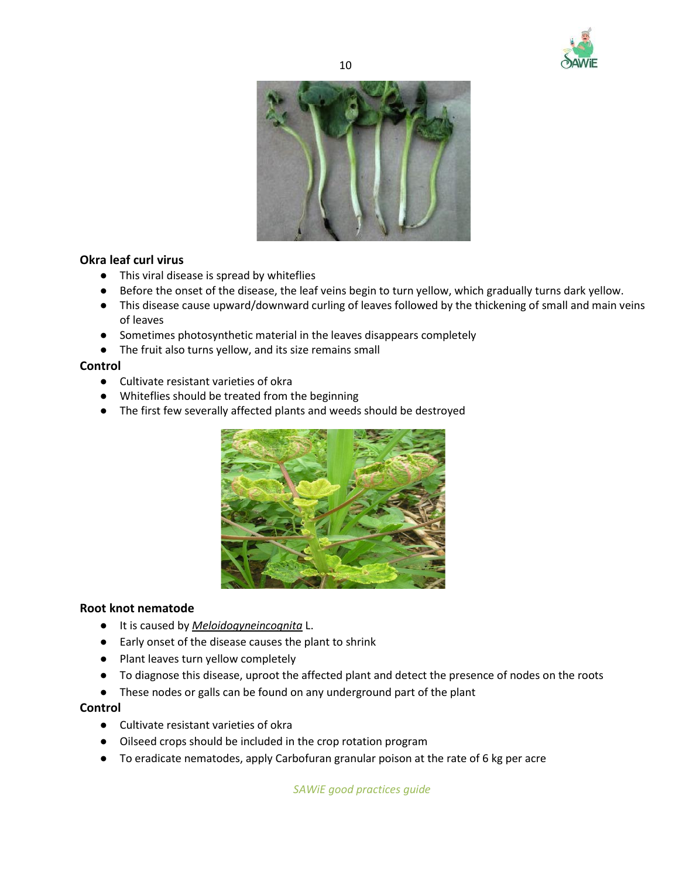### Okra leaf curl virus

- This viral disease is spread by whiteflies
- Before the onset of the disease, the leaf veins begin to turn yellow, which gradually turns dark yellow.
- This disease cause upward/downward curling of leaves followed by the thickening of small and main veins of leaves
- Sometimes photosynthetic material in the leaves disappears completely
- The fruit also turns yellow, and its size remains small

### Control

- Cultivate resistant varieties of okra
- Whiteflies should be treated from the beginning
- The first few severally affected plants and weeds should be destroyed

### Root knot nematode

- It is caused by *Meloidogyneincognita* L.
- Early onset of the disease causes the plant to shrink
- Plant leaves turn yellow completely
- To diagnose this disease, uproot the affected plant and detect the presence of nodes on the roots
- These nodes or galls can be found on any underground part of the plant

### Control

- Cultivate resistant varieties of okra
- Oilseed crops should be included in the crop rotation program
- To eradicate nematodes, apply Carbofuran granular poison at the rate of 6 kg per acre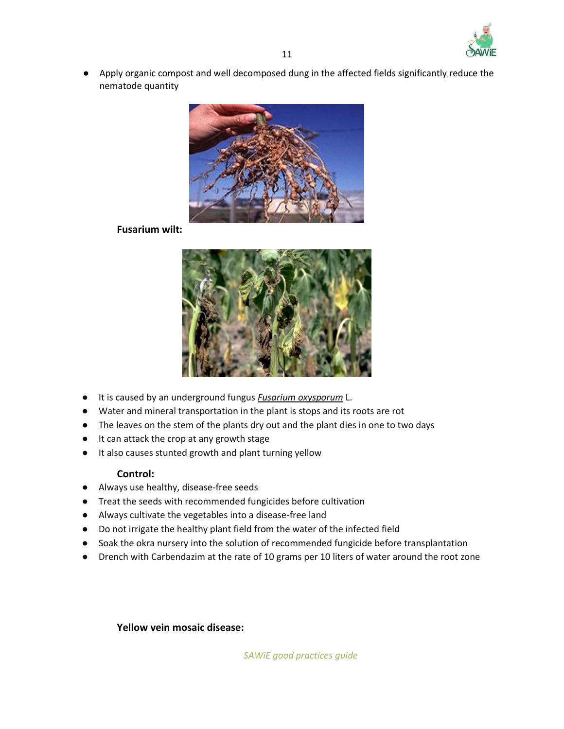- Apply organic compost and well decomposed dung in the affected fields significantly reduce the nematode quantity

**Fusarium wilt:**

- It is caused by an underground fungus ***Fusarium oxysporum*** L.
- Water and mineral transportation in the plant is stops and its roots are rot
- The leaves on the stem of the plants dry out and the plant dies in one to two days
- It can attack the crop at any growth stage
- It also causes stunted growth and plant turning yellow

**Control:**

- Always use healthy, disease-free seeds
- Treat the seeds with recommended fungicides before cultivation
- Always cultivate the vegetables into a disease-free land
- Do not irrigate the healthy plant field from the water of the infected field
- Soak the okra nursery into the solution of recommended fungicide before transplantation
- Drench with Carbendazim at the rate of 10 grams per 10 liters of water around the root zone

**Yellow vein mosaic disease:**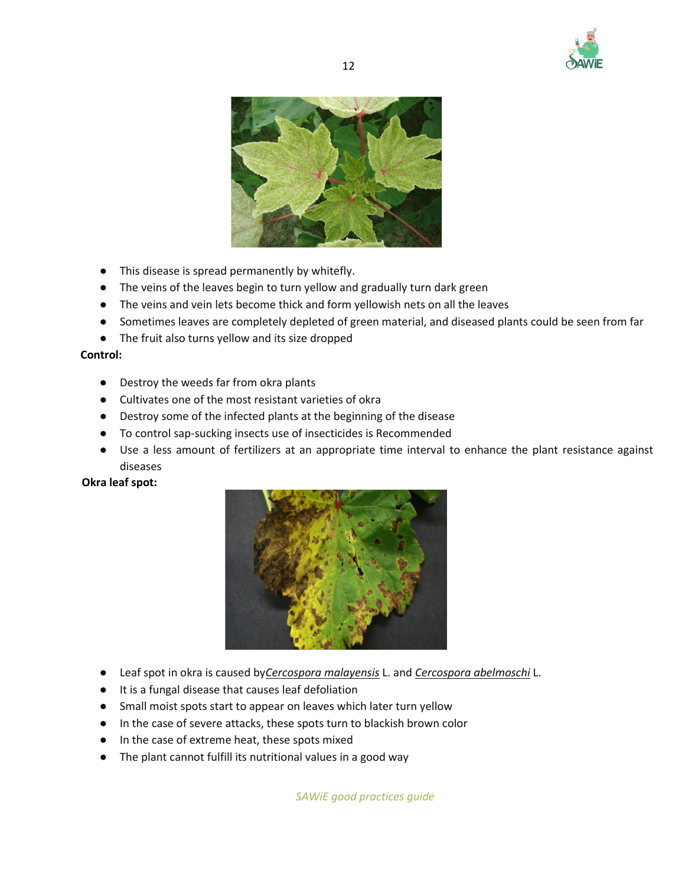- This disease is spread permanently by whitefly.
- The veins of the leaves begin to turn yellow and gradually turn dark green
- The veins and vein lets become thick and form yellowish nets on all the leaves
- Sometimes leaves are completely depleted of green material, and diseased plants could be seen from far
- The fruit also turns yellow and its size dropped

**Control:**

- Destroy the weeds far from okra plants
- Cultivates one of the most resistant varieties of okra
- Destroy some of the infected plants at the beginning of the disease
- To control sap-sucking insects use of insecticides is Recommended
- Use a less amount of fertilizers at an appropriate time interval to enhance the plant resistance against diseases

**Okra leaf spot:**

- Leaf spot in okra is caused by*Cercospora malayensis* L. and *Cercospora abelmoschi* L.
- It is a fungal disease that causes leaf defoliation
- Small moist spots start to appear on leaves which later turn yellow
- In the case of severe attacks, these spots turn to blackish brown color
- In the case of extreme heat, these spots mixed
- The plant cannot fulfill its nutritional values in a good way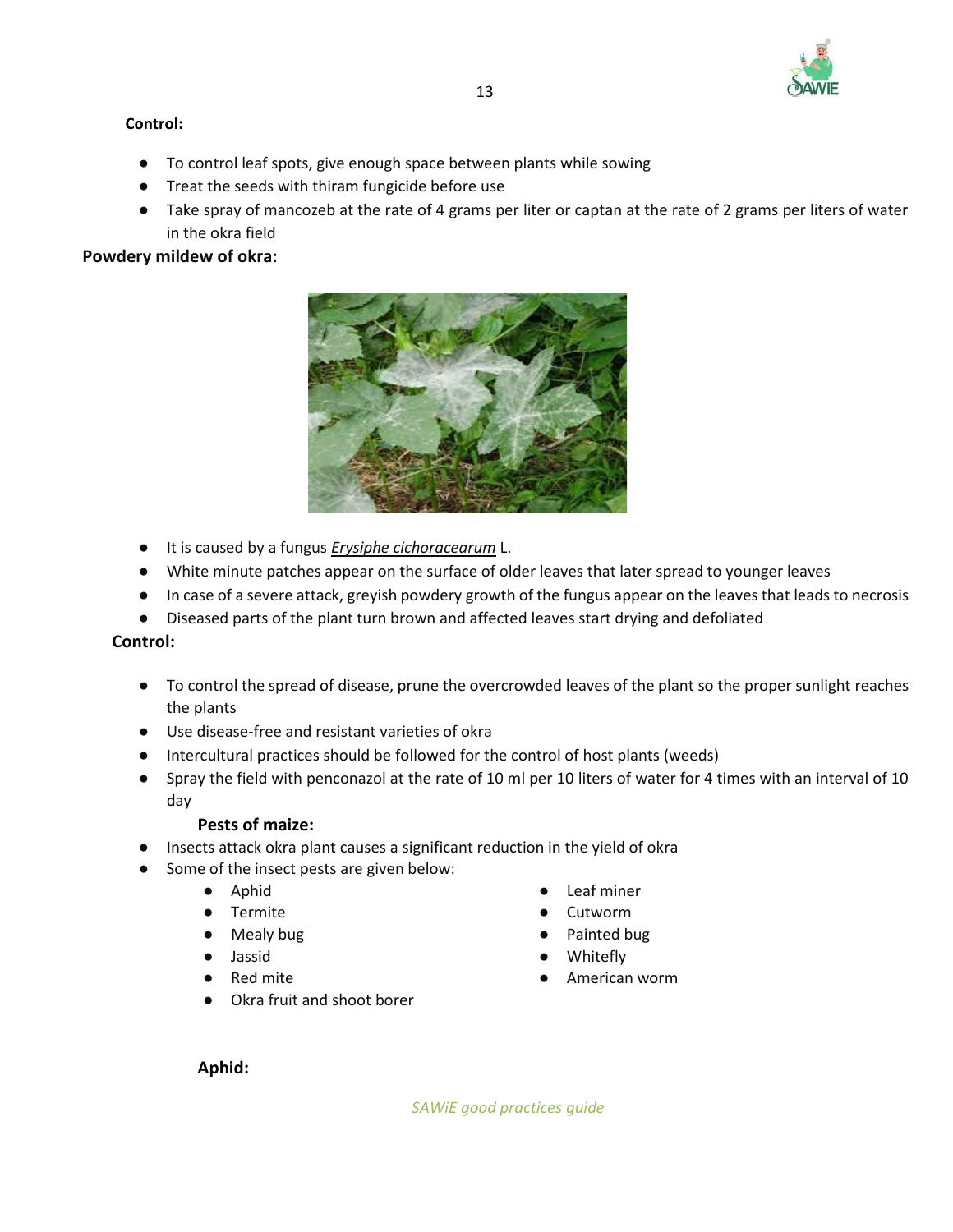**Control:**

- To control leaf spots, give enough space between plants while sowing
- Treat the seeds with thiram fungicide before use
- Take spray of mancozeb at the rate of 4 grams per liter or captan at the rate of 2 grams per liters of water in the okra field

**Powdery mildew of okra:**

- It is caused by a fungus *Erysiphe cichoracearum* L.
- White minute patches appear on the surface of older leaves that later spread to younger leaves
- In case of a severe attack, greyish powdery growth of the fungus appear on the leaves that leads to necrosis
- Diseased parts of the plant turn brown and affected leaves start drying and defoliated

**Control:**

- To control the spread of disease, prune the overcrowded leaves of the plant so the proper sunlight reaches the plants
- Use disease-free and resistant varieties of okra
- Intercultural practices should be followed for the control of host plants (weeds)
- Spray the field with penconazol at the rate of 10 ml per 10 liters of water for 4 times with an interval of 10 day

**Pests of maize:**

- Insects attack okra plant causes a significant reduction in the yield of okra
- Some of the insect pests are given below:
    - Aphid
    - Termite
    - Mealy bug
    - Jassid
    - Red mite
    - Okra fruit and shoot borer
    - Leaf miner
    - Cutworm
    - Painted bug
    - Whitefly
    - American worm

**Aphid:**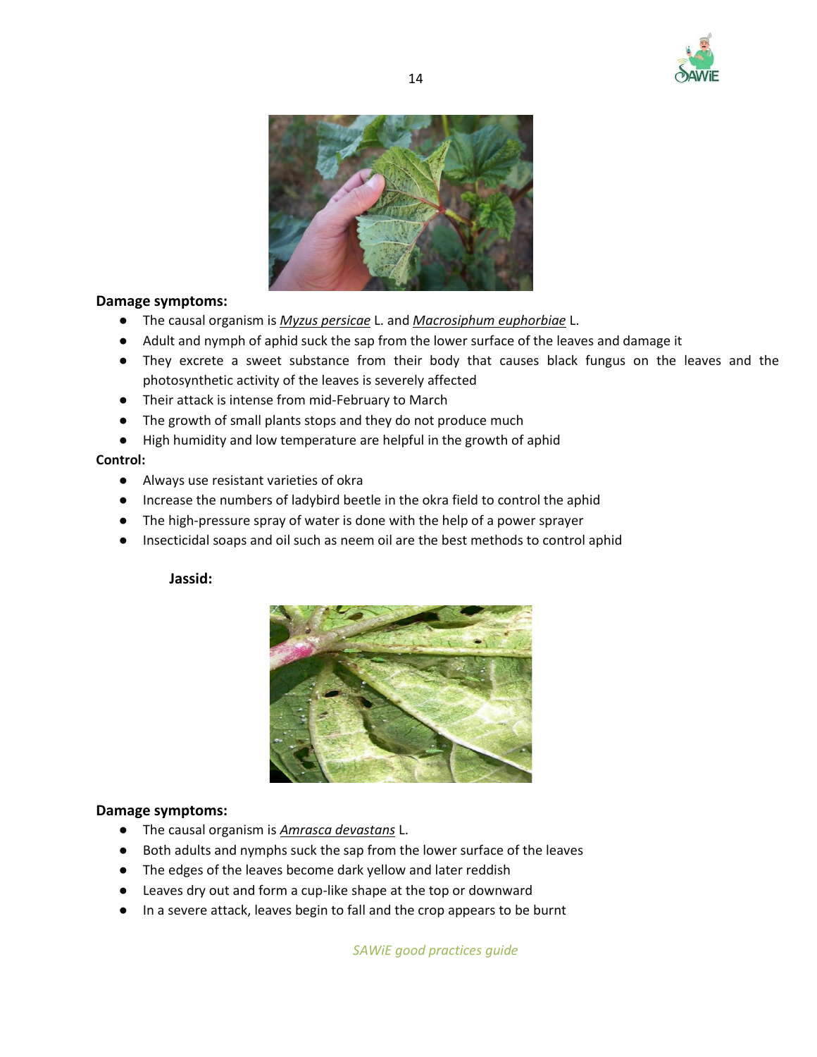**Damage symptoms:**

- The causal organism is *Myzus persicae* L. and *Macrosiphum euphorbiae* L.
- Adult and nymph of aphid suck the sap from the lower surface of the leaves and damage it
- They excrete a sweet substance from their body that causes black fungus on the leaves and the photosynthetic activity of the leaves is severely affected
- Their attack is intense from mid-February to March
- The growth of small plants stops and they do not produce much
- High humidity and low temperature are helpful in the growth of aphid

**Control:**

- Always use resistant varieties of okra
- Increase the numbers of ladybird beetle in the okra field to control the aphid
- The high-pressure spray of water is done with the help of a power sprayer
- Insecticidal soaps and oil such as neem oil are the best methods to control aphid

**Jassid:**

**Damage symptoms:**

- The causal organism is *Amrasca devastans* L.
- Both adults and nymphs suck the sap from the lower surface of the leaves
- The edges of the leaves become dark yellow and later reddish
- Leaves dry out and form a cup-like shape at the top or downward
- In a severe attack, leaves begin to fall and the crop appears to be burnt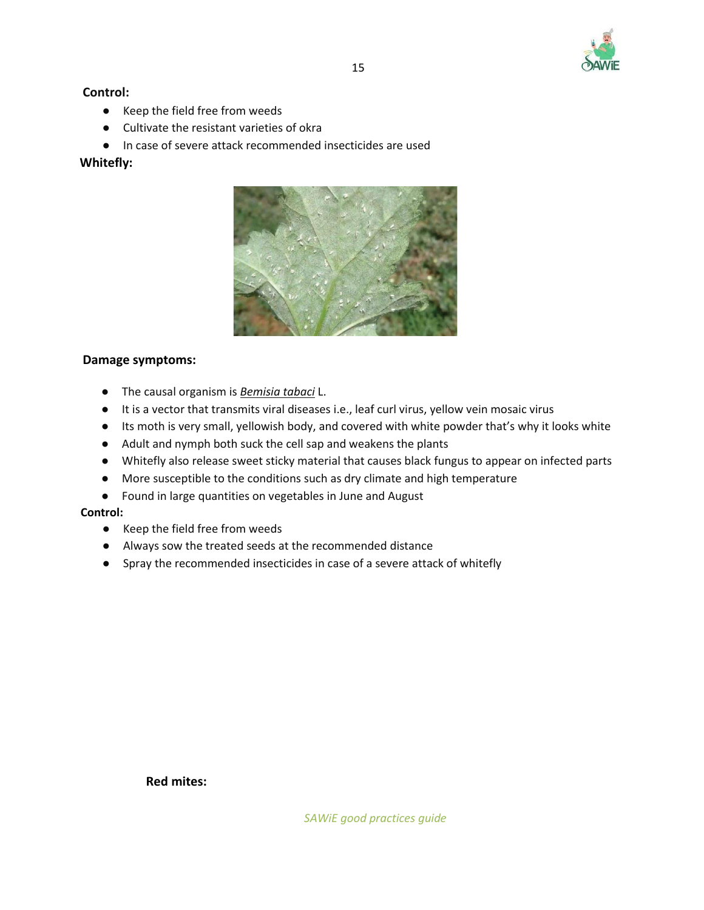**Control:**

- Keep the field free from weeds
- Cultivate the resistant varieties of okra
- In case of severe attack recommended insecticides are used

**Whitefly:**

**Damage symptoms:**

- The causal organism is ***Bemisia tabaci*** L.
- It is a vector that transmits viral diseases i.e., leaf curl virus, yellow vein mosaic virus
- Its moth is very small, yellowish body, and covered with white powder that's why it looks white
- Adult and nymph both suck the cell sap and weakens the plants
- Whitefly also release sweet sticky material that causes black fungus to appear on infected parts
- More susceptible to the conditions such as dry climate and high temperature
- Found in large quantities on vegetables in June and August

**Control:**

- Keep the field free from weeds
- Always sow the treated seeds at the recommended distance
- Spray the recommended insecticides in case of a severe attack of whitefly

**Red mites:**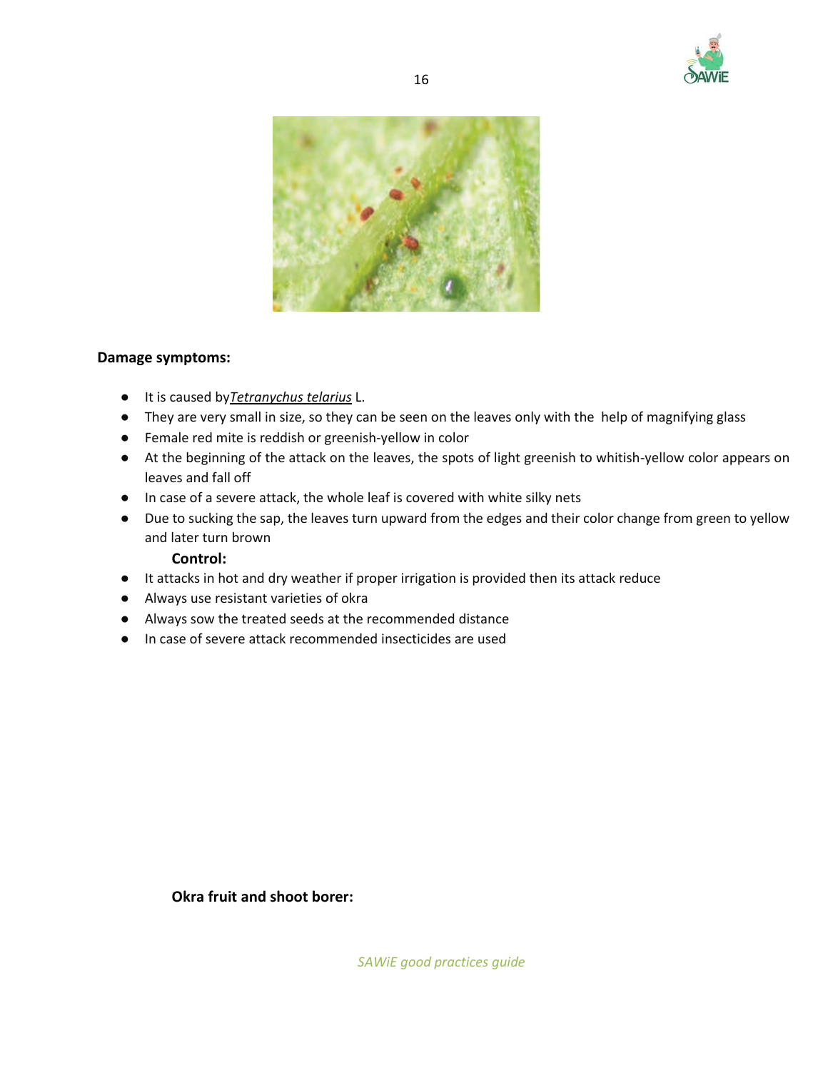**Damage symptoms:**

- It is caused by*Tetranychus telarius* L.
- They are very small in size, so they can be seen on the leaves only with the help of magnifying glass
- Female red mite is reddish or greenish-yellow in color
- At the beginning of the attack on the leaves, the spots of light greenish to whitish-yellow color appears on leaves and fall off
- In case of a severe attack, the whole leaf is covered with white silky nets
- Due to sucking the sap, the leaves turn upward from the edges and their color change from green to yellow and later turn brown

**Control:**

- It attacks in hot and dry weather if proper irrigation is provided then its attack reduce
- Always use resistant varieties of okra
- Always sow the treated seeds at the recommended distance
- In case of severe attack recommended insecticides are used

**Okra fruit and shoot borer:**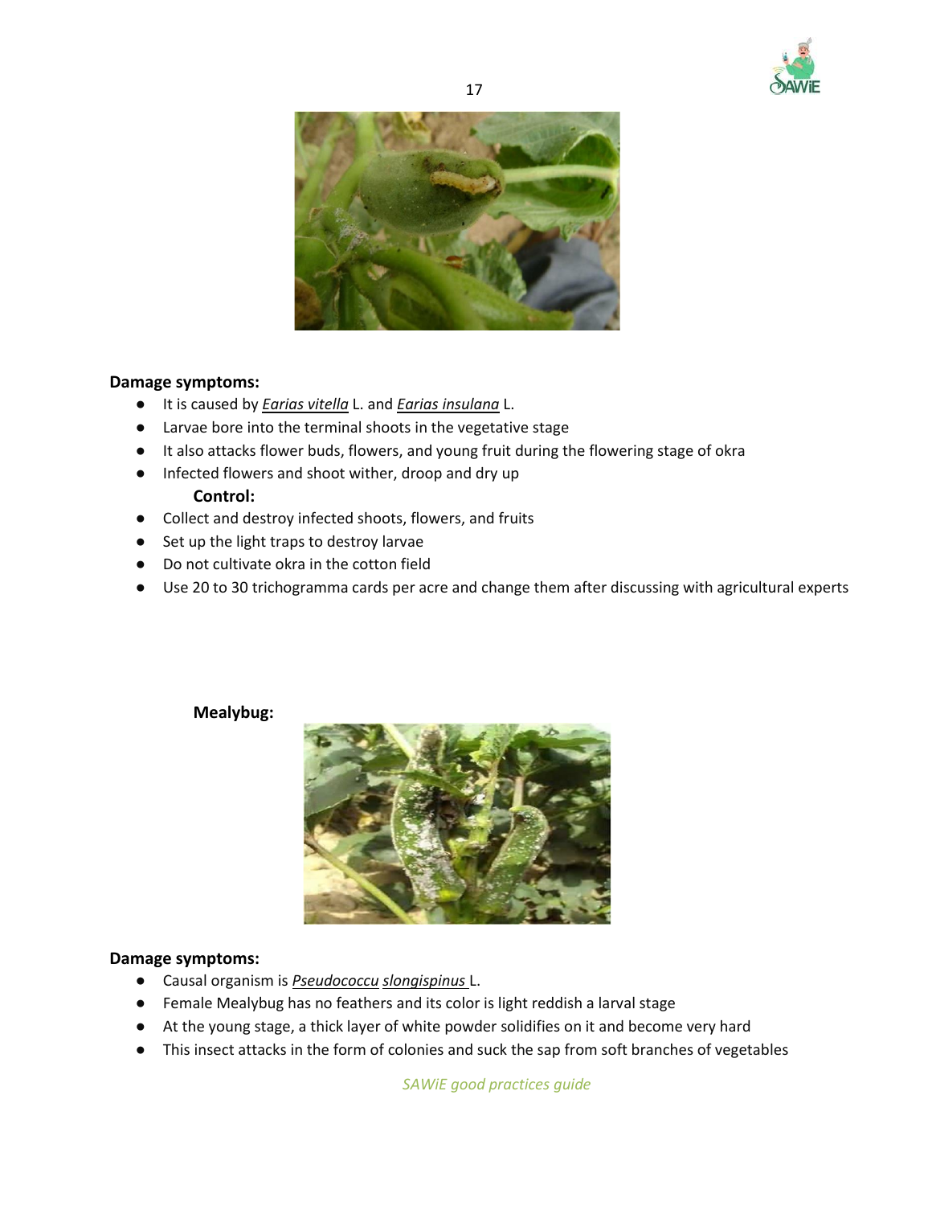**Damage symptoms:**

- It is caused by *Earias vitella* L. and *Earias insulana* L.
- Larvae bore into the terminal shoots in the vegetative stage
- It also attacks flower buds, flowers, and young fruit during the flowering stage of okra
- Infected flowers and shoot wither, droop and dry up

**Control:**

- Collect and destroy infected shoots, flowers, and fruits
- Set up the light traps to destroy larvae
- Do not cultivate okra in the cotton field
- Use 20 to 30 trichogramma cards per acre and change them after discussing with agricultural experts

**Mealybug:**

**Damage symptoms:**

- Causal organism is *Pseudococcu slongispinus* L.
- Female Mealybug has no feathers and its color is light reddish a larval stage
- At the young stage, a thick layer of white powder solidifies on it and become very hard
- This insect attacks in the form of colonies and suck the sap from soft branches of vegetables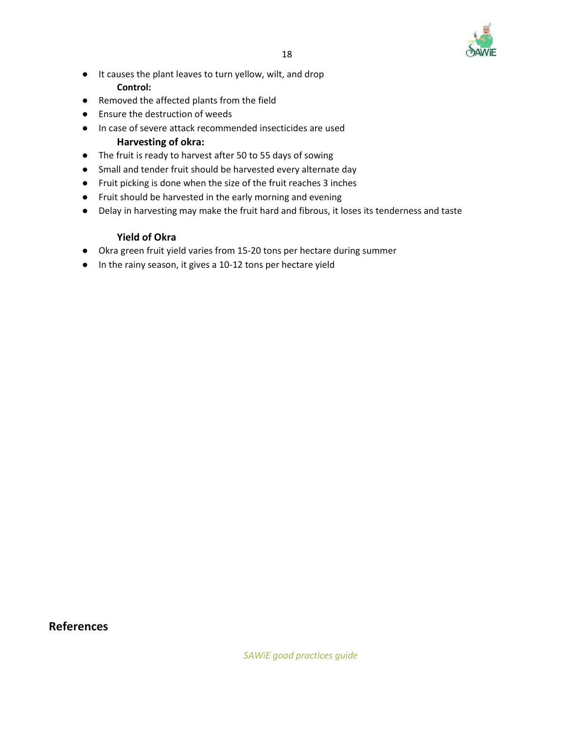- It causes the plant leaves to turn yellow, wilt, and drop

**Control:**

- Removed the affected plants from the field
- Ensure the destruction of weeds
- In case of severe attack recommended insecticides are used

**Harvesting of okra:**

- The fruit is ready to harvest after 50 to 55 days of sowing
- Small and tender fruit should be harvested every alternate day
- Fruit picking is done when the size of the fruit reaches 3 inches
- Fruit should be harvested in the early morning and evening
- Delay in harvesting may make the fruit hard and fibrous, it loses its tenderness and taste

**Yield of Okra**

- Okra green fruit yield varies from 15-20 tons per hectare during summer
- In the rainy season, it gives a 10-12 tons per hectare yield

## References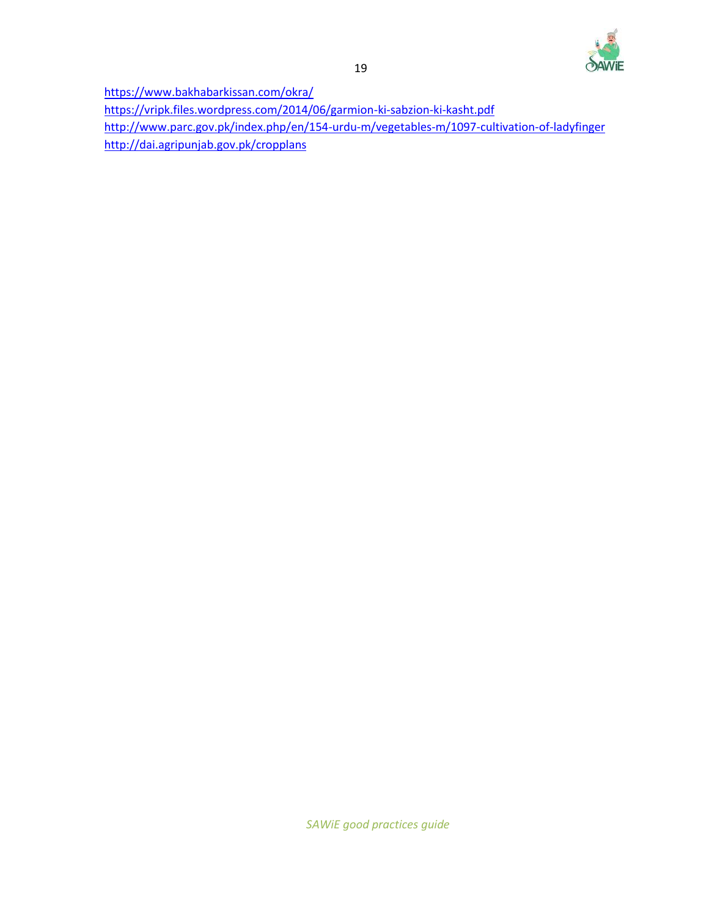https://www.bakhabarkissan.com/okra/
https://vripk.files.wordpress.com/2014/06/garmion-ki-sabzion-ki-kasht.pdf
http://www.parc.gov.pk/index.php/en/154-urdu-m/vegetables-m/1097-cultivation-of-ladyfinger
http://dai.agripunjab.gov.pk/cropplans